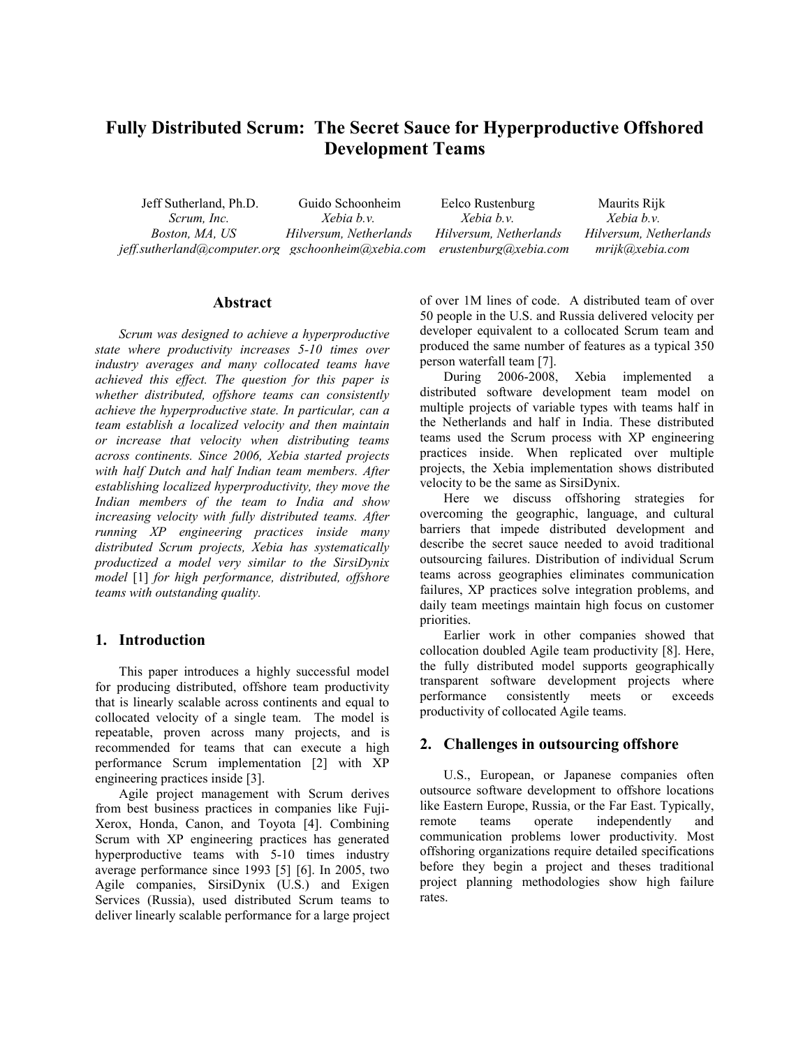# Fully Distributed Scrum: The Secret Sauce for Hyperproductive Offshored Development Teams

Jeff Sutherland, Ph.D.
*Scrum, Inc.*
*Boston, MA, US*
*jeff.sutherland@computer.org*

Guido Schoonheim
*Xebia b.v.*
*Hilversum, Netherlands*
*gschoonheim@xebia.com*

Eelco Rustenburg
*Xebia b.v.*
*Hilversum, Netherlands*
*erustenburg@xebia.com*

Maurits Rijk
*Xebia b.v.*
*Hilversum, Netherlands*
*mrijk@xebia.com*

## Abstract

*Scrum was designed to achieve a hyperproductive state where productivity increases 5-10 times over industry averages and many collocated teams have achieved this effect. The question for this paper is whether distributed, offshore teams can consistently achieve the hyperproductive state. In particular, can a team establish a localized velocity and then maintain or increase that velocity when distributing teams across continents. Since 2006, Xebia started projects with half Dutch and half Indian team members. After establishing localized hyperproductivity, they move the Indian members of the team to India and show increasing velocity with fully distributed teams. After running XP engineering practices inside many distributed Scrum projects, Xebia has systematically productized a model very similar to the SirsiDynix model* [1] *for high performance, distributed, offshore teams with outstanding quality.*

## 1. Introduction

This paper introduces a highly successful model for producing distributed, offshore team productivity that is linearly scalable across continents and equal to collocated velocity of a single team. The model is repeatable, proven across many projects, and is recommended for teams that can execute a high performance Scrum implementation [2] with XP engineering practices inside [3].

Agile project management with Scrum derives from best business practices in companies like Fuji-Xerox, Honda, Canon, and Toyota [4]. Combining Scrum with XP engineering practices has generated hyperproductive teams with 5-10 times industry average performance since 1993 [5] [6]. In 2005, two Agile companies, SirsiDynix (U.S.) and Exigen Services (Russia), used distributed Scrum teams to deliver linearly scalable performance for a large project of over 1M lines of code. A distributed team of over 50 people in the U.S. and Russia delivered velocity per developer equivalent to a collocated Scrum team and produced the same number of features as a typical 350 person waterfall team [7].

During 2006-2008, Xebia implemented a distributed software development team model on multiple projects of variable types with teams half in the Netherlands and half in India. These distributed teams used the Scrum process with XP engineering practices inside. When replicated over multiple projects, the Xebia implementation shows distributed velocity to be the same as SirsiDynix.

Here we discuss offshoring strategies for overcoming the geographic, language, and cultural barriers that impede distributed development and describe the secret sauce needed to avoid traditional outsourcing failures. Distribution of individual Scrum teams across geographies eliminates communication failures, XP practices solve integration problems, and daily team meetings maintain high focus on customer priorities.

Earlier work in other companies showed that collocation doubled Agile team productivity [8]. Here, the fully distributed model supports geographically transparent software development projects where performance consistently meets or exceeds productivity of collocated Agile teams.

## 2. Challenges in outsourcing offshore

U.S., European, or Japanese companies often outsource software development to offshore locations like Eastern Europe, Russia, or the Far East. Typically, remote teams operate independently and communication problems lower productivity. Most offshoring organizations require detailed specifications before they begin a project and theses traditional project planning methodologies show high failure rates.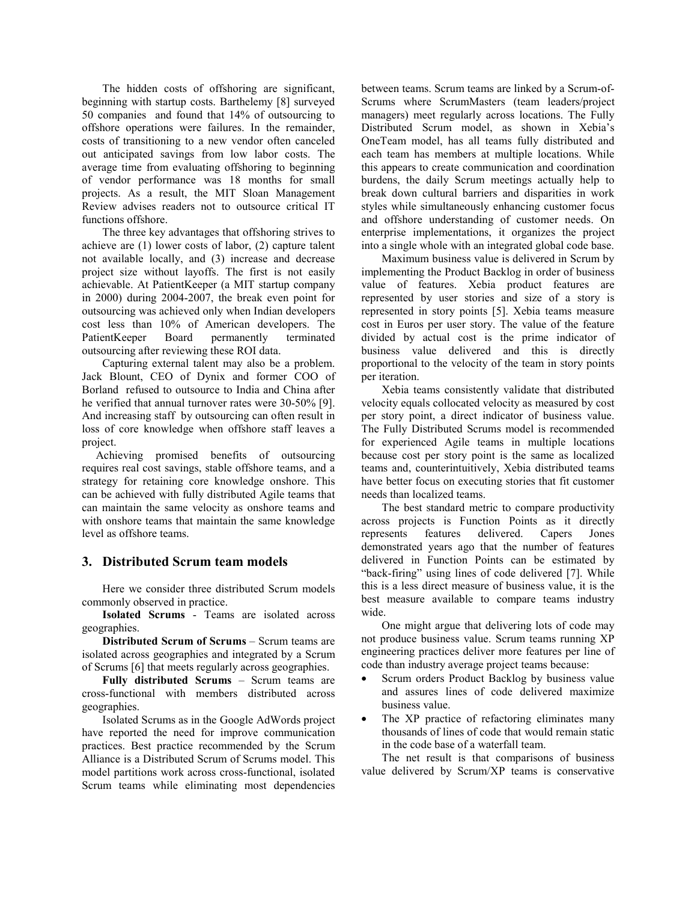The hidden costs of offshoring are significant, beginning with startup costs. Barthelemy [8] surveyed 50 companies and found that 14% of outsourcing to offshore operations were failures. In the remainder, costs of transitioning to a new vendor often canceled out anticipated savings from low labor costs. The average time from evaluating offshoring to beginning of vendor performance was 18 months for small projects. As a result, the MIT Sloan Management Review advises readers not to outsource critical IT functions offshore.

The three key advantages that offshoring strives to achieve are (1) lower costs of labor, (2) capture talent not available locally, and (3) increase and decrease project size without layoffs. The first is not easily achievable. At PatientKeeper (a MIT startup company in 2000) during 2004-2007, the break even point for outsourcing was achieved only when Indian developers cost less than 10% of American developers. The PatientKeeper Board permanently terminated outsourcing after reviewing these ROI data.

Capturing external talent may also be a problem. Jack Blount, CEO of Dynix and former COO of Borland refused to outsource to India and China after he verified that annual turnover rates were 30-50% [9]. And increasing staff by outsourcing can often result in loss of core knowledge when offshore staff leaves a project.

Achieving promised benefits of outsourcing requires real cost savings, stable offshore teams, and a strategy for retaining core knowledge onshore. This can be achieved with fully distributed Agile teams that can maintain the same velocity as onshore teams and with onshore teams that maintain the same knowledge level as offshore teams.

## 3. Distributed Scrum team models

Here we consider three distributed Scrum models commonly observed in practice.

**Isolated Scrums** - Teams are isolated across geographies.

**Distributed Scrum of Scrums** – Scrum teams are isolated across geographies and integrated by a Scrum of Scrums [6] that meets regularly across geographies.

**Fully distributed Scrums** – Scrum teams are cross-functional with members distributed across geographies.

Isolated Scrums as in the Google AdWords project have reported the need for improve communication practices. Best practice recommended by the Scrum Alliance is a Distributed Scrum of Scrums model. This model partitions work across cross-functional, isolated Scrum teams while eliminating most dependencies between teams. Scrum teams are linked by a Scrum-of-Scrums where ScrumMasters (team leaders/project managers) meet regularly across locations. The Fully Distributed Scrum model, as shown in Xebia's OneTeam model, has all teams fully distributed and each team has members at multiple locations. While this appears to create communication and coordination burdens, the daily Scrum meetings actually help to break down cultural barriers and disparities in work styles while simultaneously enhancing customer focus and offshore understanding of customer needs. On enterprise implementations, it organizes the project into a single whole with an integrated global code base.

Maximum business value is delivered in Scrum by implementing the Product Backlog in order of business value of features. Xebia product features are represented by user stories and size of a story is represented in story points [5]. Xebia teams measure cost in Euros per user story. The value of the feature divided by actual cost is the prime indicator of business value delivered and this is directly proportional to the velocity of the team in story points per iteration.

Xebia teams consistently validate that distributed velocity equals collocated velocity as measured by cost per story point, a direct indicator of business value. The Fully Distributed Scrums model is recommended for experienced Agile teams in multiple locations because cost per story point is the same as localized teams and, counterintuitively, Xebia distributed teams have better focus on executing stories that fit customer needs than localized teams.

The best standard metric to compare productivity across projects is Function Points as it directly represents features delivered. Capers Jones demonstrated years ago that the number of features delivered in Function Points can be estimated by "back-firing" using lines of code delivered [7]. While this is a less direct measure of business value, it is the best measure available to compare teams industry wide.

One might argue that delivering lots of code may not produce business value. Scrum teams running XP engineering practices deliver more features per line of code than industry average project teams because:

- Scrum orders Product Backlog by business value and assures lines of code delivered maximize business value.
- The XP practice of refactoring eliminates many thousands of lines of code that would remain static in the code base of a waterfall team.

The net result is that comparisons of business value delivered by Scrum/XP teams is conservative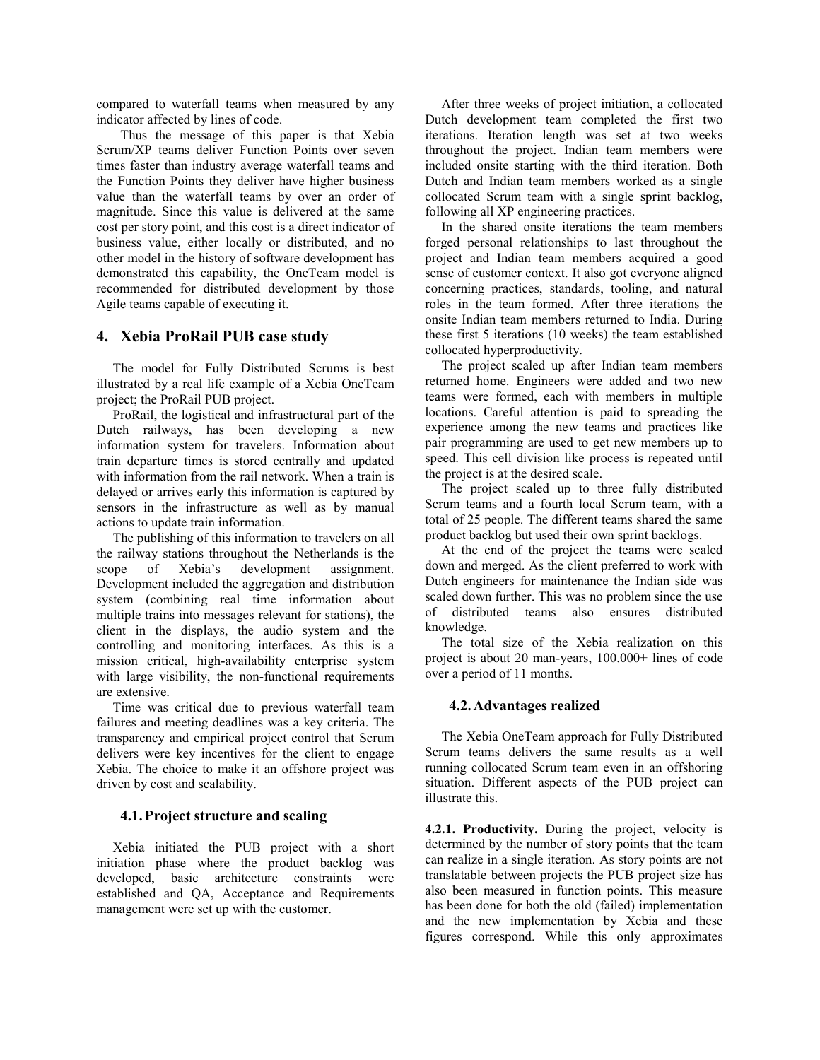compared to waterfall teams when measured by any indicator affected by lines of code.

Thus the message of this paper is that Xebia Scrum/XP teams deliver Function Points over seven times faster than industry average waterfall teams and the Function Points they deliver have higher business value than the waterfall teams by over an order of magnitude. Since this value is delivered at the same cost per story point, and this cost is a direct indicator of business value, either locally or distributed, and no other model in the history of software development has demonstrated this capability, the OneTeam model is recommended for distributed development by those Agile teams capable of executing it.

## 4. Xebia ProRail PUB case study

The model for Fully Distributed Scrums is best illustrated by a real life example of a Xebia OneTeam project; the ProRail PUB project.

ProRail, the logistical and infrastructural part of the Dutch railways, has been developing a new information system for travelers. Information about train departure times is stored centrally and updated with information from the rail network. When a train is delayed or arrives early this information is captured by sensors in the infrastructure as well as by manual actions to update train information.

The publishing of this information to travelers on all the railway stations throughout the Netherlands is the scope of Xebia's development assignment. Development included the aggregation and distribution system (combining real time information about multiple trains into messages relevant for stations), the client in the displays, the audio system and the controlling and monitoring interfaces. As this is a mission critical, high-availability enterprise system with large visibility, the non-functional requirements are extensive.

Time was critical due to previous waterfall team failures and meeting deadlines was a key criteria. The transparency and empirical project control that Scrum delivers were key incentives for the client to engage Xebia. The choice to make it an offshore project was driven by cost and scalability.

### 4.1. Project structure and scaling

Xebia initiated the PUB project with a short initiation phase where the product backlog was developed, basic architecture constraints were established and QA, Acceptance and Requirements management were set up with the customer.

After three weeks of project initiation, a collocated Dutch development team completed the first two iterations. Iteration length was set at two weeks throughout the project. Indian team members were included onsite starting with the third iteration. Both Dutch and Indian team members worked as a single collocated Scrum team with a single sprint backlog, following all XP engineering practices.

In the shared onsite iterations the team members forged personal relationships to last throughout the project and Indian team members acquired a good sense of customer context. It also got everyone aligned concerning practices, standards, tooling, and natural roles in the team formed. After three iterations the onsite Indian team members returned to India. During these first 5 iterations (10 weeks) the team established collocated hyperproductivity.

The project scaled up after Indian team members returned home. Engineers were added and two new teams were formed, each with members in multiple locations. Careful attention is paid to spreading the experience among the new teams and practices like pair programming are used to get new members up to speed. This cell division like process is repeated until the project is at the desired scale.

The project scaled up to three fully distributed Scrum teams and a fourth local Scrum team, with a total of 25 people. The different teams shared the same product backlog but used their own sprint backlogs.

At the end of the project the teams were scaled down and merged. As the client preferred to work with Dutch engineers for maintenance the Indian side was scaled down further. This was no problem since the use of distributed teams also ensures distributed knowledge.

The total size of the Xebia realization on this project is about 20 man-years, 100.000+ lines of code over a period of 11 months.

### 4.2. Advantages realized

The Xebia OneTeam approach for Fully Distributed Scrum teams delivers the same results as a well running collocated Scrum team even in an offshoring situation. Different aspects of the PUB project can illustrate this.

**4.2.1. Productivity.** During the project, velocity is determined by the number of story points that the team can realize in a single iteration. As story points are not translatable between projects the PUB project size has also been measured in function points. This measure has been done for both the old (failed) implementation and the new implementation by Xebia and these figures correspond. While this only approximates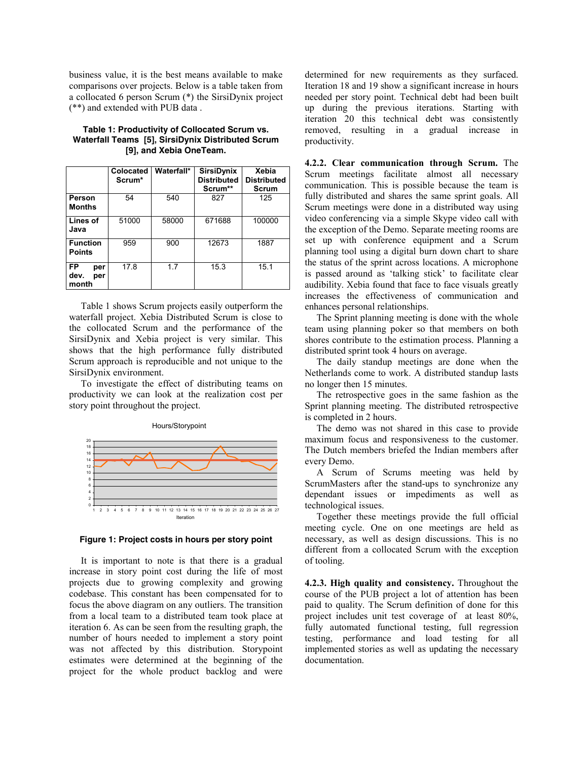business value, it is the best means available to make comparisons over projects. Below is a table taken from a collocated 6 person Scrum (*) the SirsiDynix project (**) and extended with PUB data .

**Table 1: Productivity of Collocated Scrum vs. Waterfall Teams [5], SirsiDynix Distributed Scrum [9], and Xebia OneTeam.**

| | Colocated Scrum* | Waterfall* | SirsiDynix Distributed Scrum** | Xebia Distributed Scrum |
|---|---|---|---|---|
| Person Months | 54 | 540 | 827 | 125 |
| Lines of Java | 51000 | 58000 | 671688 | 100000 |
| Function Points | 959 | 900 | 12673 | 1887 |
| FP per dev. per month | 17.8 | 1.7 | 15.3 | 15.1 |

Table 1 shows Scrum projects easily outperform the waterfall project. Xebia Distributed Scrum is close to the collocated Scrum and the performance of the SirsiDynix and Xebia project is very similar. This shows that the high performance fully distributed Scrum approach is reproducible and not unique to the SirsiDynix environment.

To investigate the effect of distributing teams on productivity we can look at the realization cost per story point throughout the project.

**Figure 1: Project costs in hours per story point**

It is important to note is that there is a gradual increase in story point cost during the life of most projects due to growing complexity and growing codebase. This constant has been compensated for to focus the above diagram on any outliers. The transition from a local team to a distributed team took place at iteration 6. As can be seen from the resulting graph, the number of hours needed to implement a story point was not affected by this distribution. Storypoint estimates were determined at the beginning of the project for the whole product backlog and were determined for new requirements as they surfaced. Iteration 18 and 19 show a significant increase in hours needed per story point. Technical debt had been built up during the previous iterations. Starting with iteration 20 this technical debt was consistently removed, resulting in a gradual increase in productivity.

**4.2.2. Clear communication through Scrum.** The Scrum meetings facilitate almost all necessary communication. This is possible because the team is fully distributed and shares the same sprint goals. All Scrum meetings were done in a distributed way using video conferencing via a simple Skype video call with the exception of the Demo. Separate meeting rooms are set up with conference equipment and a Scrum planning tool using a digital burn down chart to share the status of the sprint across locations. A microphone is passed around as 'talking stick' to facilitate clear audibility. Xebia found that face to face visuals greatly increases the effectiveness of communication and enhances personal relationships.

The Sprint planning meeting is done with the whole team using planning poker so that members on both shores contribute to the estimation process. Planning a distributed sprint took 4 hours on average.

The daily standup meetings are done when the Netherlands come to work. A distributed standup lasts no longer then 15 minutes.

The retrospective goes in the same fashion as the Sprint planning meeting. The distributed retrospective is completed in 2 hours.

The demo was not shared in this case to provide maximum focus and responsiveness to the customer. The Dutch members briefed the Indian members after every Demo.

A Scrum of Scrums meeting was held by ScrumMasters after the stand-ups to synchronize any dependant issues or impediments as well as technological issues.

Together these meetings provide the full official meeting cycle. One on one meetings are held as necessary, as well as design discussions. This is no different from a collocated Scrum with the exception of tooling.

**4.2.3. High quality and consistency.** Throughout the course of the PUB project a lot of attention has been paid to quality. The Scrum definition of done for this project includes unit test coverage of at least 80%, fully automated functional testing, full regression testing, performance and load testing for all implemented stories as well as updating the necessary documentation.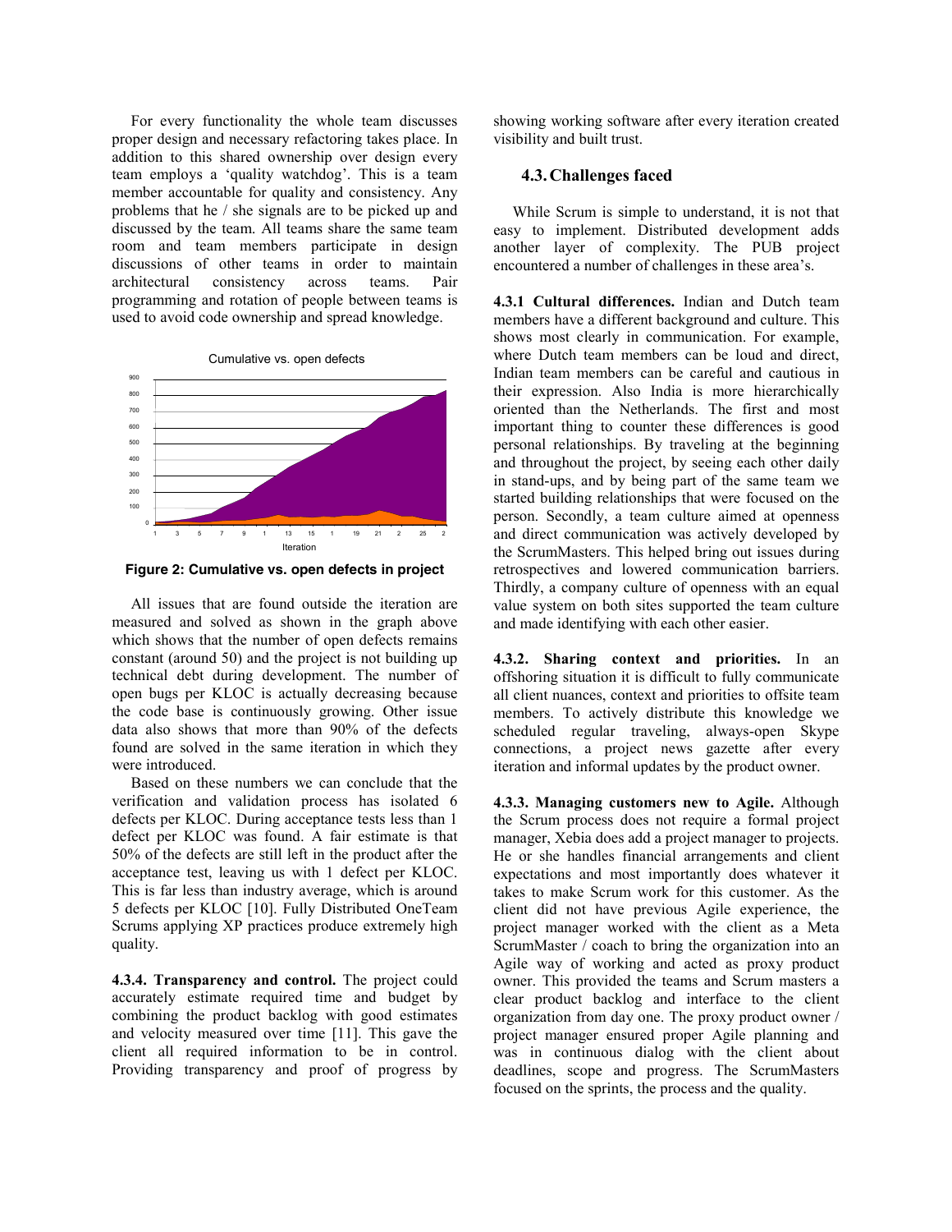For every functionality the whole team discusses proper design and necessary refactoring takes place. In addition to this shared ownership over design every team employs a 'quality watchdog'. This is a team member accountable for quality and consistency. Any problems that he / she signals are to be picked up and discussed by the team. All teams share the same team room and team members participate in design discussions of other teams in order to maintain architectural consistency across teams. Pair programming and rotation of people between teams is used to avoid code ownership and spread knowledge.

**Figure 2: Cumulative vs. open defects in project**

All issues that are found outside the iteration are measured and solved as shown in the graph above which shows that the number of open defects remains constant (around 50) and the project is not building up technical debt during development. The number of open bugs per KLOC is actually decreasing because the code base is continuously growing. Other issue data also shows that more than 90% of the defects found are solved in the same iteration in which they were introduced.

Based on these numbers we can conclude that the verification and validation process has isolated 6 defects per KLOC. During acceptance tests less than 1 defect per KLOC was found. A fair estimate is that 50% of the defects are still left in the product after the acceptance test, leaving us with 1 defect per KLOC. This is far less than industry average, which is around 5 defects per KLOC [10]. Fully Distributed OneTeam Scrums applying XP practices produce extremely high quality.

**4.3.4. Transparency and control.** The project could accurately estimate required time and budget by combining the product backlog with good estimates and velocity measured over time [11]. This gave the client all required information to be in control. Providing transparency and proof of progress by showing working software after every iteration created visibility and built trust.

## 4.3. Challenges faced

While Scrum is simple to understand, it is not that easy to implement. Distributed development adds another layer of complexity. The PUB project encountered a number of challenges in these area's.

**4.3.1 Cultural differences.** Indian and Dutch team members have a different background and culture. This shows most clearly in communication. For example, where Dutch team members can be loud and direct, Indian team members can be careful and cautious in their expression. Also India is more hierarchically oriented than the Netherlands. The first and most important thing to counter these differences is good personal relationships. By traveling at the beginning and throughout the project, by seeing each other daily in stand-ups, and by being part of the same team we started building relationships that were focused on the person. Secondly, a team culture aimed at openness and direct communication was actively developed by the ScrumMasters. This helped bring out issues during retrospectives and lowered communication barriers. Thirdly, a company culture of openness with an equal value system on both sites supported the team culture and made identifying with each other easier.

**4.3.2. Sharing context and priorities.** In an offshoring situation it is difficult to fully communicate all client nuances, context and priorities to offsite team members. To actively distribute this knowledge we scheduled regular traveling, always-open Skype connections, a project news gazette after every iteration and informal updates by the product owner.

**4.3.3. Managing customers new to Agile.** Although the Scrum process does not require a formal project manager, Xebia does add a project manager to projects. He or she handles financial arrangements and client expectations and most importantly does whatever it takes to make Scrum work for this customer. As the client did not have previous Agile experience, the project manager worked with the client as a Meta ScrumMaster / coach to bring the organization into an Agile way of working and acted as proxy product owner. This provided the teams and Scrum masters a clear product backlog and interface to the client organization from day one. The proxy product owner / project manager ensured proper Agile planning and was in continuous dialog with the client about deadlines, scope and progress. The ScrumMasters focused on the sprints, the process and the quality.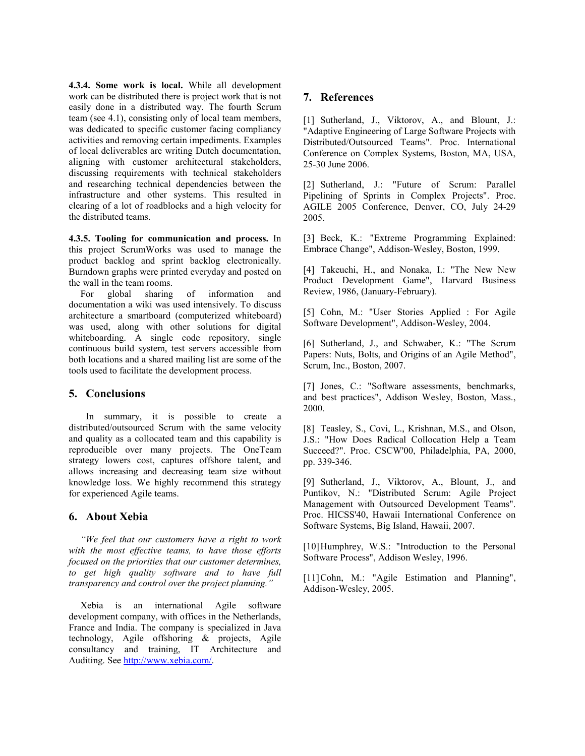**4.3.4. Some work is local.** While all development work can be distributed there is project work that is not easily done in a distributed way. The fourth Scrum team (see 4.1), consisting only of local team members, was dedicated to specific customer facing compliancy activities and removing certain impediments. Examples of local deliverables are writing Dutch documentation, aligning with customer architectural stakeholders, discussing requirements with technical stakeholders and researching technical dependencies between the infrastructure and other systems. This resulted in clearing of a lot of roadblocks and a high velocity for the distributed teams.

**4.3.5. Tooling for communication and process.** In this project ScrumWorks was used to manage the product backlog and sprint backlog electronically. Burndown graphs were printed everyday and posted on the wall in the team rooms.

For global sharing of information and documentation a wiki was used intensively. To discuss architecture a smartboard (computerized whiteboard) was used, along with other solutions for digital whiteboarding. A single code repository, single continuous build system, test servers accessible from both locations and a shared mailing list are some of the tools used to facilitate the development process.

## 5. Conclusions

In summary, it is possible to create a distributed/outsourced Scrum with the same velocity and quality as a collocated team and this capability is reproducible over many projects. The OneTeam strategy lowers cost, captures offshore talent, and allows increasing and decreasing team size without knowledge loss. We highly recommend this strategy for experienced Agile teams.

## 6. About Xebia

*"We feel that our customers have a right to work with the most effective teams, to have those efforts focused on the priorities that our customer determines, to get high quality software and to have full transparency and control over the project planning."*

Xebia is an international Agile software development company, with offices in the Netherlands, France and India. The company is specialized in Java technology, Agile offshoring & projects, Agile consultancy and training, IT Architecture and Auditing. See http://www.xebia.com/.

## 7. References

[1] Sutherland, J., Viktorov, A., and Blount, J.: "Adaptive Engineering of Large Software Projects with Distributed/Outsourced Teams". Proc. International Conference on Complex Systems, Boston, MA, USA, 25-30 June 2006.

[2] Sutherland, J.: "Future of Scrum: Parallel Pipelining of Sprints in Complex Projects". Proc. AGILE 2005 Conference, Denver, CO, July 24-29 2005.

[3] Beck, K.: "Extreme Programming Explained: Embrace Change", Addison-Wesley, Boston, 1999.

[4] Takeuchi, H., and Nonaka, I.: "The New New Product Development Game", Harvard Business Review, 1986, (January-February).

[5] Cohn, M.: "User Stories Applied : For Agile Software Development", Addison-Wesley, 2004.

[6] Sutherland, J., and Schwaber, K.: "The Scrum Papers: Nuts, Bolts, and Origins of an Agile Method", Scrum, Inc., Boston, 2007.

[7] Jones, C.: "Software assessments, benchmarks, and best practices", Addison Wesley, Boston, Mass., 2000.

[8] Teasley, S., Covi, L., Krishnan, M.S., and Olson, J.S.: "How Does Radical Collocation Help a Team Succeed?". Proc. CSCW'00, Philadelphia, PA, 2000, pp. 339-346.

[9] Sutherland, J., Viktorov, A., Blount, J., and Puntikov, N.: "Distributed Scrum: Agile Project Management with Outsourced Development Teams". Proc. HICSS'40, Hawaii International Conference on Software Systems, Big Island, Hawaii, 2007.

[10] Humphrey, W.S.: "Introduction to the Personal Software Process", Addison Wesley, 1996.

[11] Cohn, M.: "Agile Estimation and Planning", Addison-Wesley, 2005.